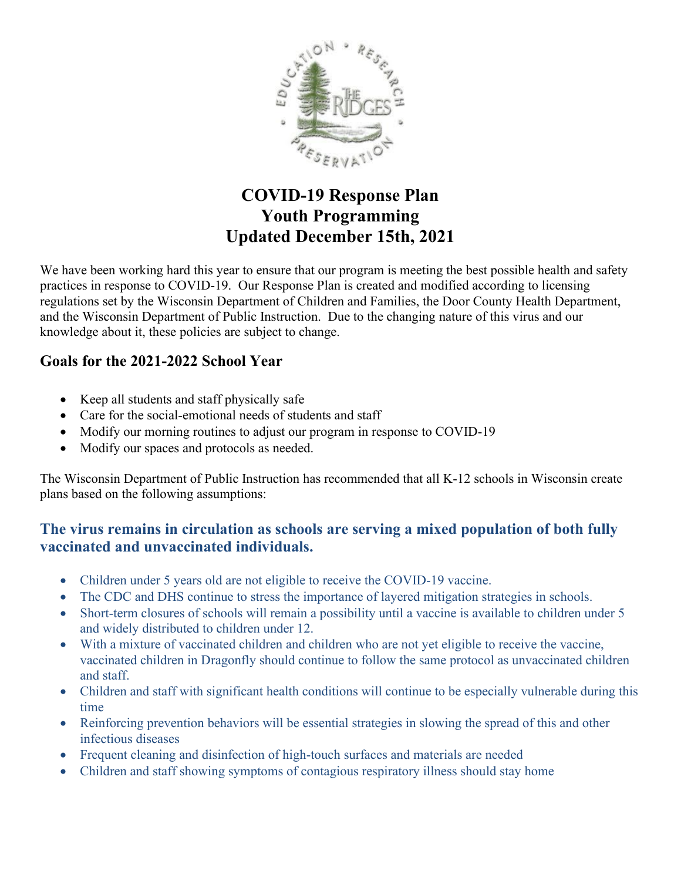# COVID-19 Response Plan
# Youth Programming
# Updated December 15th, 2021

We have been working hard this year to ensure that our program is meeting the best possible health and safety practices in response to COVID-19. Our Response Plan is created and modified according to licensing regulations set by the Wisconsin Department of Children and Families, the Door County Health Department, and the Wisconsin Department of Public Instruction. Due to the changing nature of this virus and our knowledge about it, these policies are subject to change.

## Goals for the 2021-2022 School Year

- Keep all students and staff physically safe
- Care for the social-emotional needs of students and staff
- Modify our morning routines to adjust our program in response to COVID-19
- Modify our spaces and protocols as needed.

The Wisconsin Department of Public Instruction has recommended that all K-12 schools in Wisconsin create plans based on the following assumptions:

## The virus remains in circulation as schools are serving a mixed population of both fully vaccinated and unvaccinated individuals.

- Children under 5 years old are not eligible to receive the COVID-19 vaccine.
- The CDC and DHS continue to stress the importance of layered mitigation strategies in schools.
- Short-term closures of schools will remain a possibility until a vaccine is available to children under 5 and widely distributed to children under 12.
- With a mixture of vaccinated children and children who are not yet eligible to receive the vaccine, vaccinated children in Dragonfly should continue to follow the same protocol as unvaccinated children and staff.
- Children and staff with significant health conditions will continue to be especially vulnerable during this time
- Reinforcing prevention behaviors will be essential strategies in slowing the spread of this and other infectious diseases
- Frequent cleaning and disinfection of high-touch surfaces and materials are needed
- Children and staff showing symptoms of contagious respiratory illness should stay home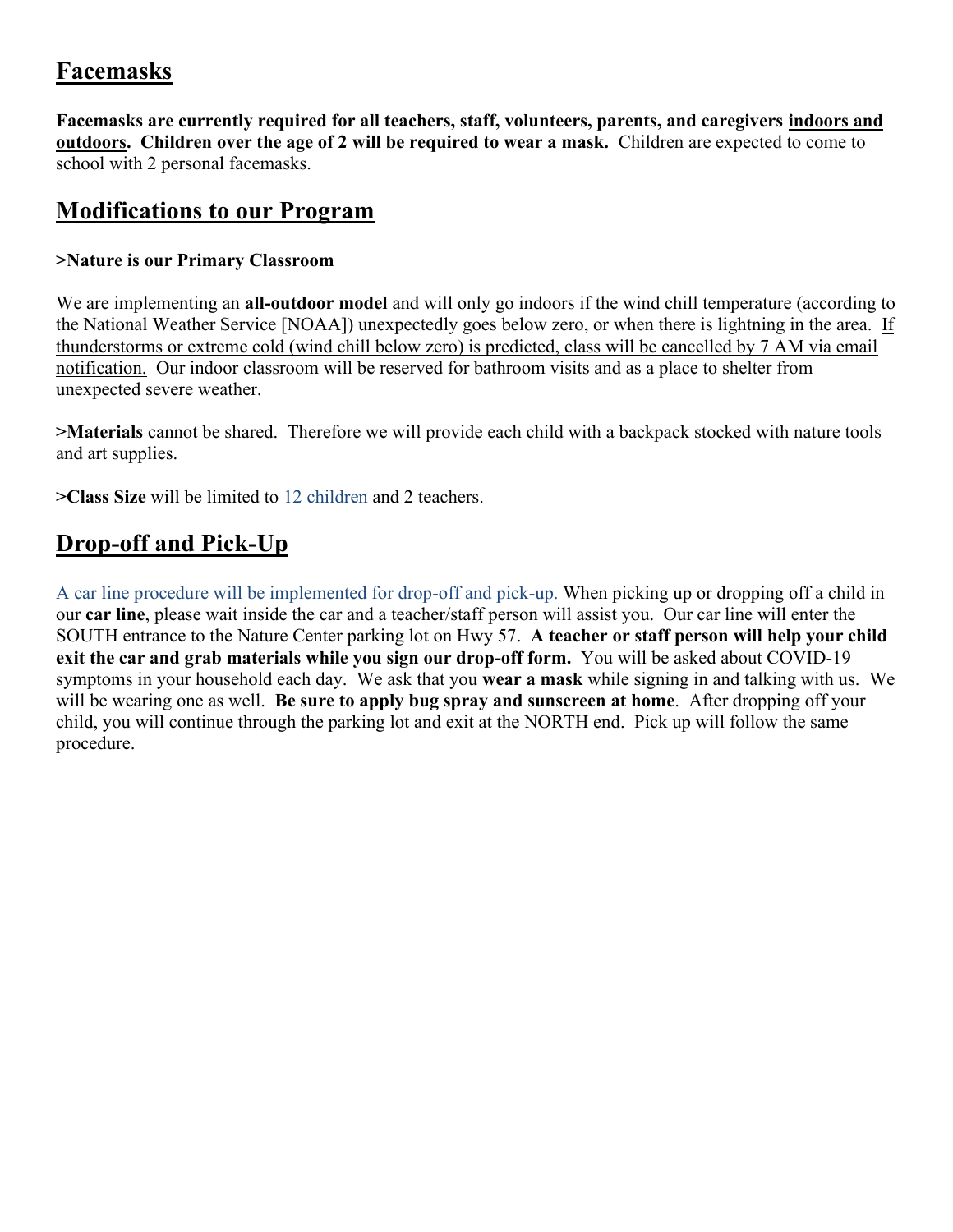## Facemasks

**Facemasks are currently required for all teachers, staff, volunteers, parents, and caregivers indoors and outdoors. Children over the age of 2 will be required to wear a mask.** Children are expected to come to school with 2 personal facemasks.

## Modifications to our Program

**>Nature is our Primary Classroom**

We are implementing an **all-outdoor model** and will only go indoors if the wind chill temperature (according to the National Weather Service [NOAA]) unexpectedly goes below zero, or when there is lightning in the area. If thunderstorms or extreme cold (wind chill below zero) is predicted, class will be cancelled by 7 AM via email notification. Our indoor classroom will be reserved for bathroom visits and as a place to shelter from unexpected severe weather.

**>Materials** cannot be shared. Therefore we will provide each child with a backpack stocked with nature tools and art supplies.

**>Class Size** will be limited to 12 children and 2 teachers.

## Drop-off and Pick-Up

A car line procedure will be implemented for drop-off and pick-up. When picking up or dropping off a child in our **car line**, please wait inside the car and a teacher/staff person will assist you. Our car line will enter the SOUTH entrance to the Nature Center parking lot on Hwy 57. **A teacher or staff person will help your child exit the car and grab materials while you sign our drop-off form.** You will be asked about COVID-19 symptoms in your household each day. We ask that you **wear a mask** while signing in and talking with us. We will be wearing one as well. **Be sure to apply bug spray and sunscreen at home**. After dropping off your child, you will continue through the parking lot and exit at the NORTH end. Pick up will follow the same procedure.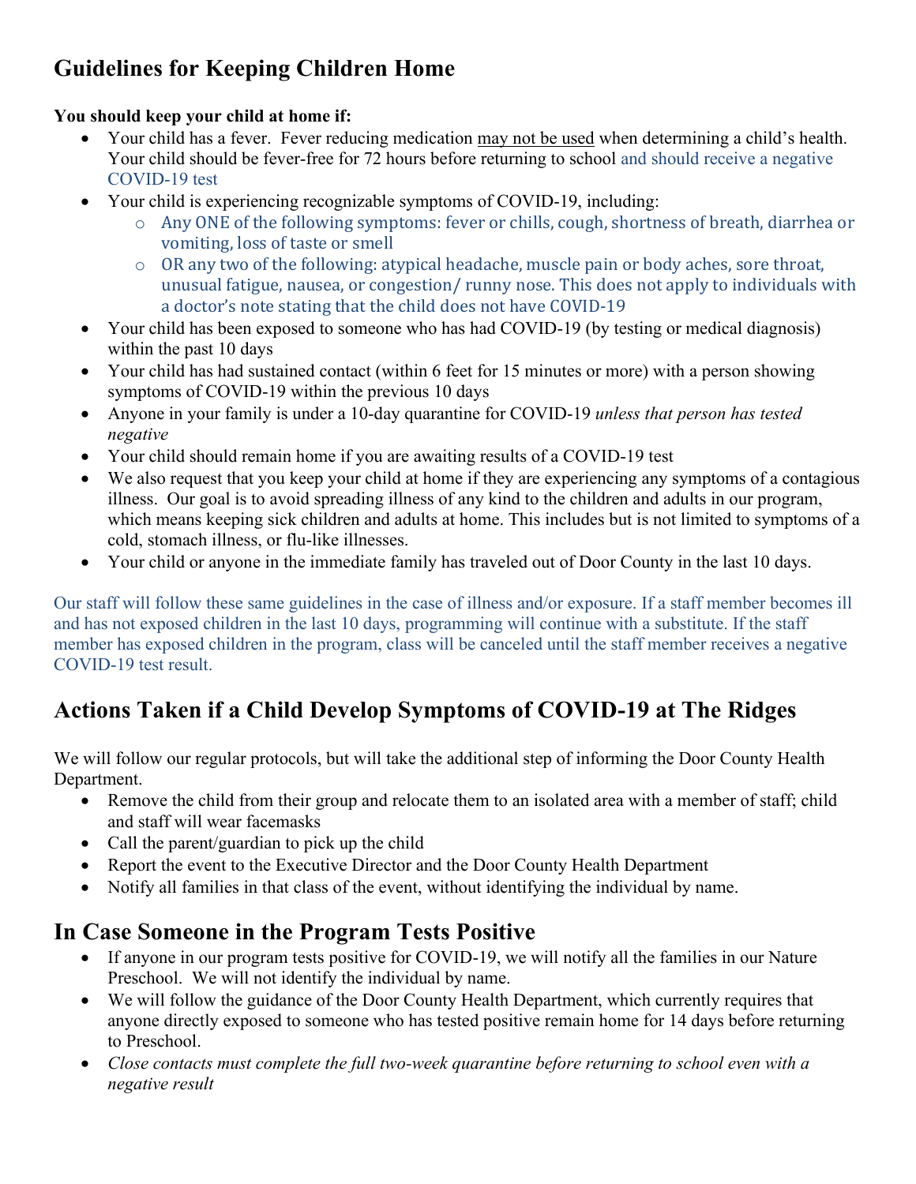## Guidelines for Keeping Children Home

**You should keep your child at home if:**

- Your child has a fever. Fever reducing medication may not be used when determining a child's health. Your child should be fever-free for 72 hours before returning to school and should receive a negative COVID-19 test
- Your child is experiencing recognizable symptoms of COVID-19, including:
  - Any ONE of the following symptoms: fever or chills, cough, shortness of breath, diarrhea or vomiting, loss of taste or smell
  - OR any two of the following: atypical headache, muscle pain or body aches, sore throat, unusual fatigue, nausea, or congestion/ runny nose. This does not apply to individuals with a doctor's note stating that the child does not have COVID-19
- Your child has been exposed to someone who has had COVID-19 (by testing or medical diagnosis) within the past 10 days
- Your child has had sustained contact (within 6 feet for 15 minutes or more) with a person showing symptoms of COVID-19 within the previous 10 days
- Anyone in your family is under a 10-day quarantine for COVID-19 *unless that person has tested negative*
- Your child should remain home if you are awaiting results of a COVID-19 test
- We also request that you keep your child at home if they are experiencing any symptoms of a contagious illness. Our goal is to avoid spreading illness of any kind to the children and adults in our program, which means keeping sick children and adults at home. This includes but is not limited to symptoms of a cold, stomach illness, or flu-like illnesses.
- Your child or anyone in the immediate family has traveled out of Door County in the last 10 days.

Our staff will follow these same guidelines in the case of illness and/or exposure. If a staff member becomes ill and has not exposed children in the last 10 days, programming will continue with a substitute. If the staff member has exposed children in the program, class will be canceled until the staff member receives a negative COVID-19 test result.

## Actions Taken if a Child Develop Symptoms of COVID-19 at The Ridges

We will follow our regular protocols, but will take the additional step of informing the Door County Health Department.

- Remove the child from their group and relocate them to an isolated area with a member of staff; child and staff will wear facemasks
- Call the parent/guardian to pick up the child
- Report the event to the Executive Director and the Door County Health Department
- Notify all families in that class of the event, without identifying the individual by name.

## In Case Someone in the Program Tests Positive

- If anyone in our program tests positive for COVID-19, we will notify all the families in our Nature Preschool. We will not identify the individual by name.
- We will follow the guidance of the Door County Health Department, which currently requires that anyone directly exposed to someone who has tested positive remain home for 14 days before returning to Preschool.
- *Close contacts must complete the full two-week quarantine before returning to school even with a negative result*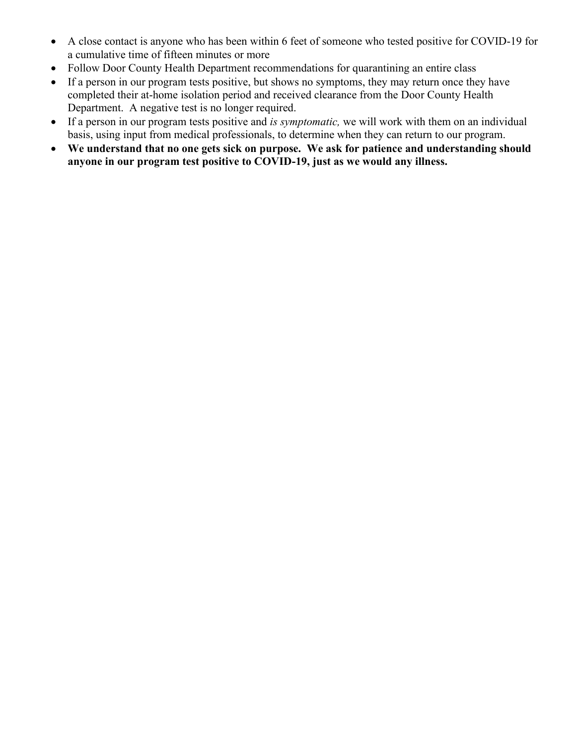- A close contact is anyone who has been within 6 feet of someone who tested positive for COVID-19 for a cumulative time of fifteen minutes or more
- Follow Door County Health Department recommendations for quarantining an entire class
- If a person in our program tests positive, but shows no symptoms, they may return once they have completed their at-home isolation period and received clearance from the Door County Health Department. A negative test is no longer required.
- If a person in our program tests positive and *is symptomatic,* we will work with them on an individual basis, using input from medical professionals, to determine when they can return to our program.
- **We understand that no one gets sick on purpose. We ask for patience and understanding should anyone in our program test positive to COVID-19, just as we would any illness.**